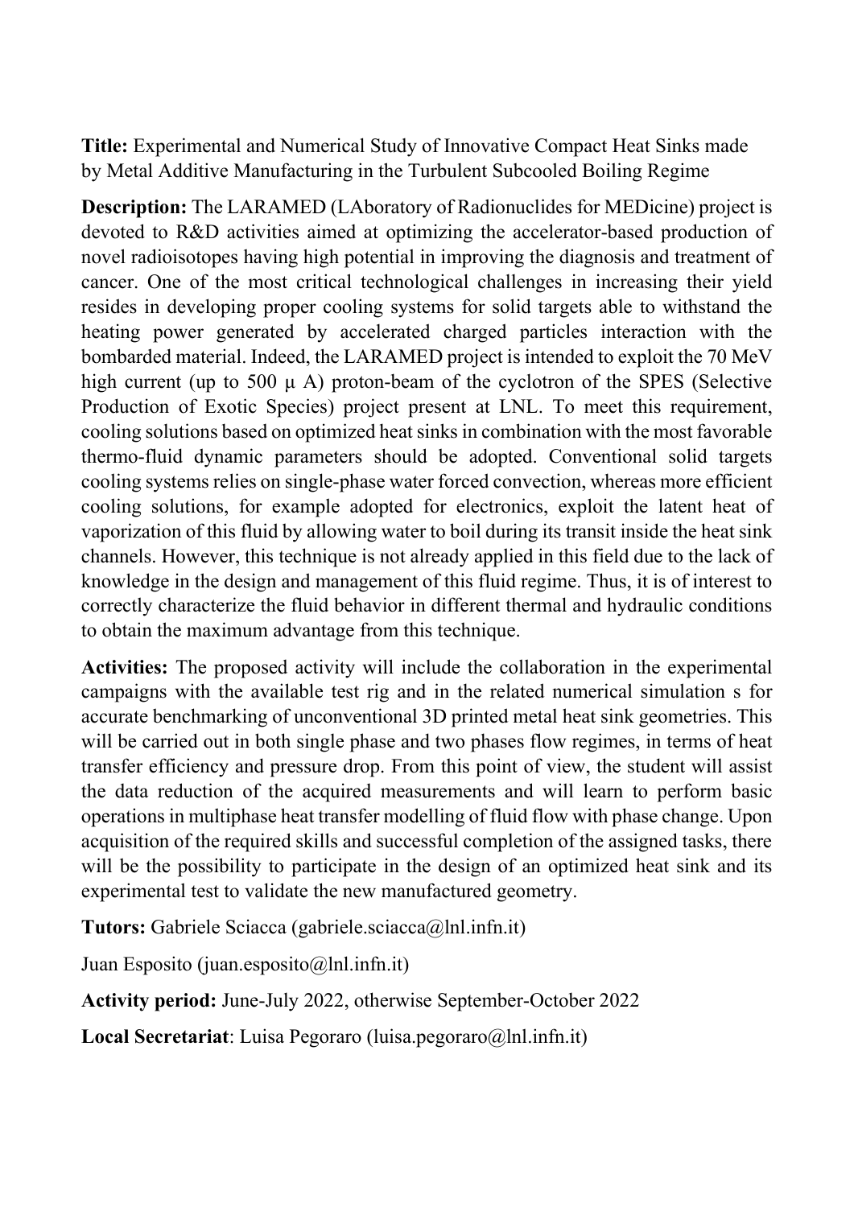**Title:** Experimental and Numerical Study of Innovative Compact Heat Sinks made by Metal Additive Manufacturing in the Turbulent Subcooled Boiling Regime

**Description:** The LARAMED (LAboratory of Radionuclides for MEDicine) project is devoted to R&D activities aimed at optimizing the accelerator-based production of novel radioisotopes having high potential in improving the diagnosis and treatment of cancer. One of the most critical technological challenges in increasing their yield resides in developing proper cooling systems for solid targets able to withstand the heating power generated by accelerated charged particles interaction with the bombarded material. Indeed, the LARAMED project is intended to exploit the 70 MeV high current (up to 500 μ A) proton-beam of the cyclotron of the SPES (Selective Production of Exotic Species) project present at LNL. To meet this requirement, cooling solutions based on optimized heat sinks in combination with the most favorable thermo-fluid dynamic parameters should be adopted. Conventional solid targets cooling systems relies on single-phase water forced convection, whereas more efficient cooling solutions, for example adopted for electronics, exploit the latent heat of vaporization of this fluid by allowing water to boil during its transit inside the heat sink channels. However, this technique is not already applied in this field due to the lack of knowledge in the design and management of this fluid regime. Thus, it is of interest to correctly characterize the fluid behavior in different thermal and hydraulic conditions to obtain the maximum advantage from this technique.

**Activities:** The proposed activity will include the collaboration in the experimental campaigns with the available test rig and in the related numerical simulation s for accurate benchmarking of unconventional 3D printed metal heat sink geometries. This will be carried out in both single phase and two phases flow regimes, in terms of heat transfer efficiency and pressure drop. From this point of view, the student will assist the data reduction of the acquired measurements and will learn to perform basic operations in multiphase heat transfer modelling of fluid flow with phase change. Upon acquisition of the required skills and successful completion of the assigned tasks, there will be the possibility to participate in the design of an optimized heat sink and its experimental test to validate the new manufactured geometry.

**Tutors:** Gabriele Sciacca (gabriele.sciacca@lnl.infn.it)

Juan Esposito (juan.esposito@lnl.infn.it)

**Activity period:** June-July 2022, otherwise September-October 2022

**Local Secretariat**: Luisa Pegoraro (luisa.pegoraro@lnl.infn.it)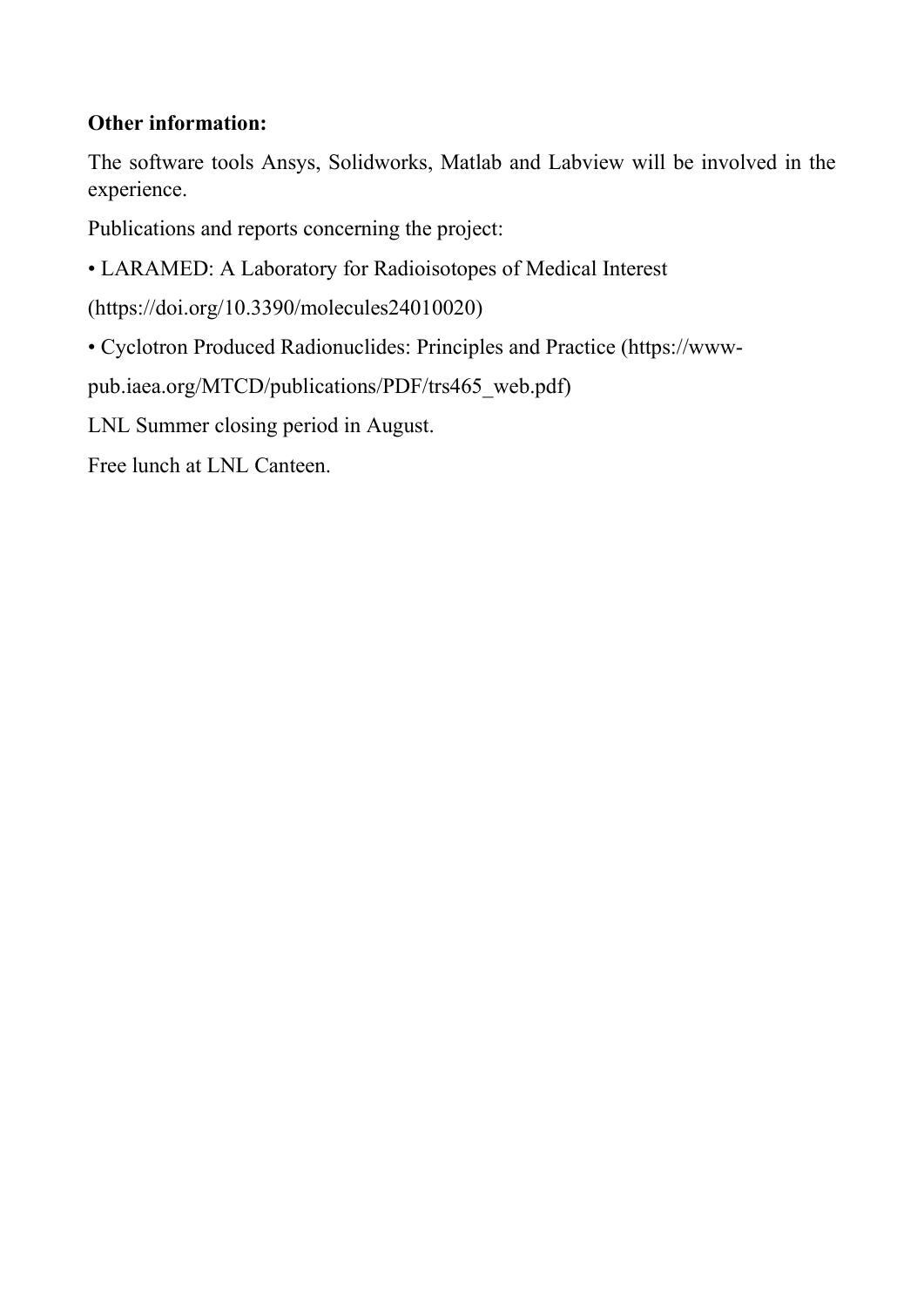**Other information:**

The software tools Ansys, Solidworks, Matlab and Labview will be involved in the experience.

Publications and reports concerning the project:

• LARAMED: A Laboratory for Radioisotopes of Medical Interest

(https://doi.org/10.3390/molecules24010020)

• Cyclotron Produced Radionuclides: Principles and Practice (https://www-pub.iaea.org/MTCD/publications/PDF/trs465_web.pdf)

LNL Summer closing period in August.

Free lunch at LNL Canteen.